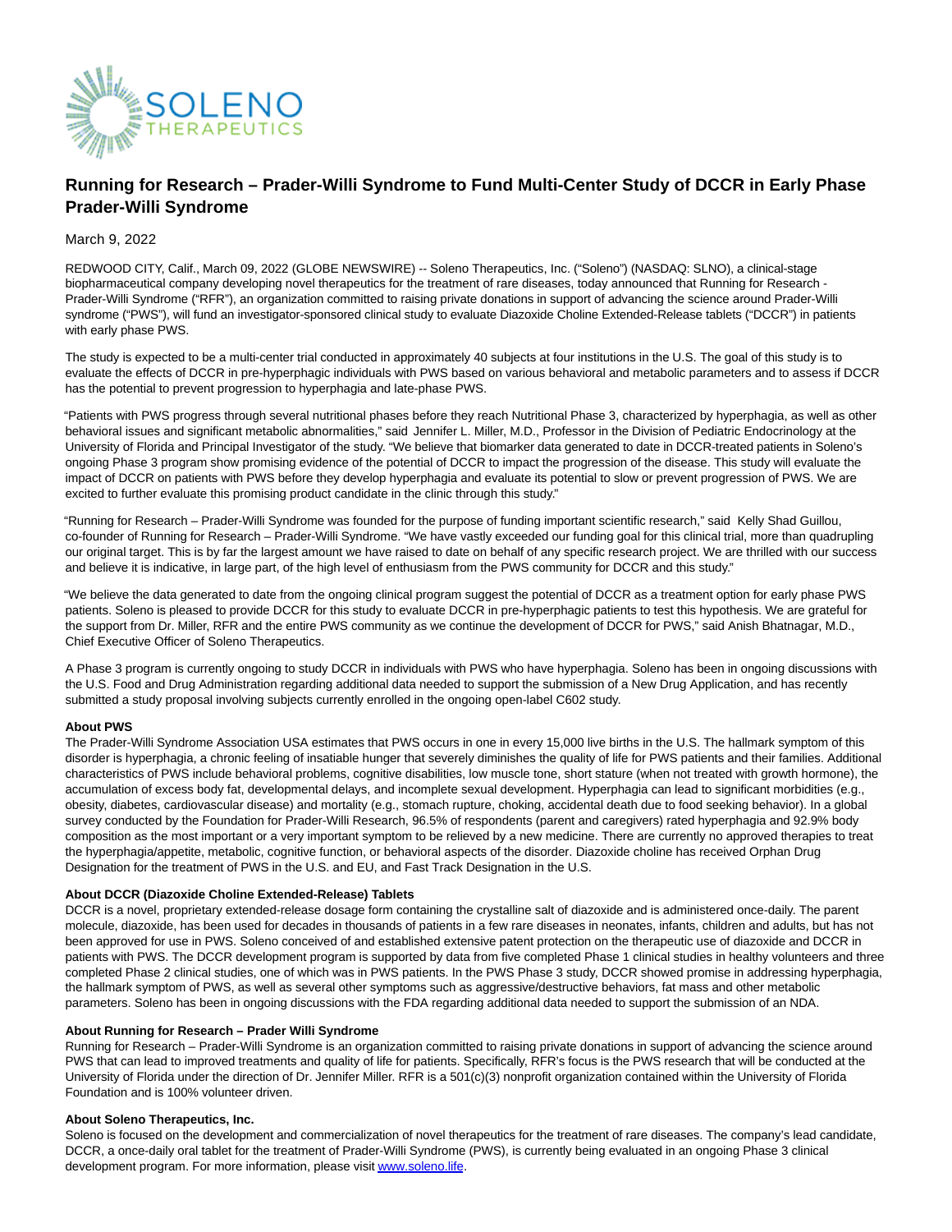# Running for Research – Prader-Willi Syndrome to Fund Multi-Center Study of DCCR in Early Phase Prader-Willi Syndrome

March 9, 2022

REDWOOD CITY, Calif., March 09, 2022 (GLOBE NEWSWIRE) -- Soleno Therapeutics, Inc. ("Soleno") (NASDAQ: SLNO), a clinical-stage biopharmaceutical company developing novel therapeutics for the treatment of rare diseases, today announced that Running for Research - Prader-Willi Syndrome ("RFR"), an organization committed to raising private donations in support of advancing the science around Prader-Willi syndrome ("PWS"), will fund an investigator-sponsored clinical study to evaluate Diazoxide Choline Extended-Release tablets ("DCCR") in patients with early phase PWS.

The study is expected to be a multi-center trial conducted in approximately 40 subjects at four institutions in the U.S. The goal of this study is to evaluate the effects of DCCR in pre-hyperphagic individuals with PWS based on various behavioral and metabolic parameters and to assess if DCCR has the potential to prevent progression to hyperphagia and late-phase PWS.

"Patients with PWS progress through several nutritional phases before they reach Nutritional Phase 3, characterized by hyperphagia, as well as other behavioral issues and significant metabolic abnormalities," said Jennifer L. Miller, M.D., Professor in the Division of Pediatric Endocrinology at the University of Florida and Principal Investigator of the study. "We believe that biomarker data generated to date in DCCR-treated patients in Soleno's ongoing Phase 3 program show promising evidence of the potential of DCCR to impact the progression of the disease. This study will evaluate the impact of DCCR on patients with PWS before they develop hyperphagia and evaluate its potential to slow or prevent progression of PWS. We are excited to further evaluate this promising product candidate in the clinic through this study."

"Running for Research – Prader-Willi Syndrome was founded for the purpose of funding important scientific research," said Kelly Shad Guillou, co-founder of Running for Research – Prader-Willi Syndrome. "We have vastly exceeded our funding goal for this clinical trial, more than quadrupling our original target. This is by far the largest amount we have raised to date on behalf of any specific research project. We are thrilled with our success and believe it is indicative, in large part, of the high level of enthusiasm from the PWS community for DCCR and this study."

"We believe the data generated to date from the ongoing clinical program suggest the potential of DCCR as a treatment option for early phase PWS patients. Soleno is pleased to provide DCCR for this study to evaluate DCCR in pre-hyperphagic patients to test this hypothesis. We are grateful for the support from Dr. Miller, RFR and the entire PWS community as we continue the development of DCCR for PWS," said Anish Bhatnagar, M.D., Chief Executive Officer of Soleno Therapeutics.

A Phase 3 program is currently ongoing to study DCCR in individuals with PWS who have hyperphagia. Soleno has been in ongoing discussions with the U.S. Food and Drug Administration regarding additional data needed to support the submission of a New Drug Application, and has recently submitted a study proposal involving subjects currently enrolled in the ongoing open-label C602 study.

**About PWS**

The Prader-Willi Syndrome Association USA estimates that PWS occurs in one in every 15,000 live births in the U.S. The hallmark symptom of this disorder is hyperphagia, a chronic feeling of insatiable hunger that severely diminishes the quality of life for PWS patients and their families. Additional characteristics of PWS include behavioral problems, cognitive disabilities, low muscle tone, short stature (when not treated with growth hormone), the accumulation of excess body fat, developmental delays, and incomplete sexual development. Hyperphagia can lead to significant morbidities (e.g., obesity, diabetes, cardiovascular disease) and mortality (e.g., stomach rupture, choking, accidental death due to food seeking behavior). In a global survey conducted by the Foundation for Prader-Willi Research, 96.5% of respondents (parent and caregivers) rated hyperphagia and 92.9% body composition as the most important or a very important symptom to be relieved by a new medicine. There are currently no approved therapies to treat the hyperphagia/appetite, metabolic, cognitive function, or behavioral aspects of the disorder. Diazoxide choline has received Orphan Drug Designation for the treatment of PWS in the U.S. and EU, and Fast Track Designation in the U.S.

**About DCCR (Diazoxide Choline Extended-Release) Tablets**

DCCR is a novel, proprietary extended-release dosage form containing the crystalline salt of diazoxide and is administered once-daily. The parent molecule, diazoxide, has been used for decades in thousands of patients in a few rare diseases in neonates, infants, children and adults, but has not been approved for use in PWS. Soleno conceived of and established extensive patent protection on the therapeutic use of diazoxide and DCCR in patients with PWS. The DCCR development program is supported by data from five completed Phase 1 clinical studies in healthy volunteers and three completed Phase 2 clinical studies, one of which was in PWS patients. In the PWS Phase 3 study, DCCR showed promise in addressing hyperphagia, the hallmark symptom of PWS, as well as several other symptoms such as aggressive/destructive behaviors, fat mass and other metabolic parameters. Soleno has been in ongoing discussions with the FDA regarding additional data needed to support the submission of an NDA.

**About Running for Research – Prader Willi Syndrome**

Running for Research – Prader-Willi Syndrome is an organization committed to raising private donations in support of advancing the science around PWS that can lead to improved treatments and quality of life for patients. Specifically, RFR's focus is the PWS research that will be conducted at the University of Florida under the direction of Dr. Jennifer Miller. RFR is a 501(c)(3) nonprofit organization contained within the University of Florida Foundation and is 100% volunteer driven.

**About Soleno Therapeutics, Inc.**

Soleno is focused on the development and commercialization of novel therapeutics for the treatment of rare diseases. The company's lead candidate, DCCR, a once-daily oral tablet for the treatment of Prader-Willi Syndrome (PWS), is currently being evaluated in an ongoing Phase 3 clinical development program. For more information, please visit www.soleno.life.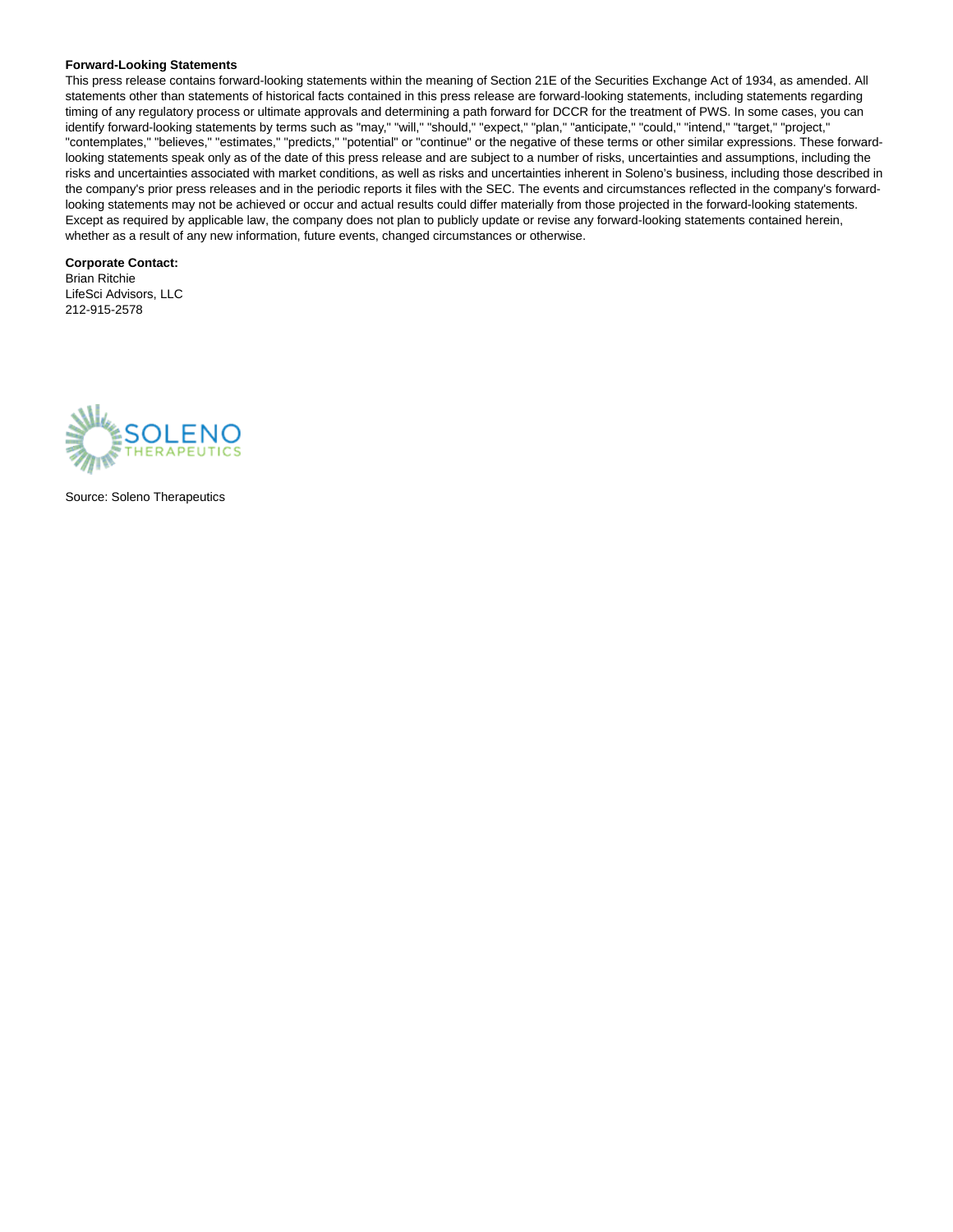**Forward-Looking Statements**

This press release contains forward-looking statements within the meaning of Section 21E of the Securities Exchange Act of 1934, as amended. All statements other than statements of historical facts contained in this press release are forward-looking statements, including statements regarding timing of any regulatory process or ultimate approvals and determining a path forward for DCCR for the treatment of PWS. In some cases, you can identify forward-looking statements by terms such as "may," "will," "should," "expect," "plan," "anticipate," "could," "intend," "target," "project," "contemplates," "believes," "estimates," "predicts," "potential" or "continue" or the negative of these terms or other similar expressions. These forward-looking statements speak only as of the date of this press release and are subject to a number of risks, uncertainties and assumptions, including the risks and uncertainties associated with market conditions, as well as risks and uncertainties inherent in Soleno's business, including those described in the company's prior press releases and in the periodic reports it files with the SEC. The events and circumstances reflected in the company's forward-looking statements may not be achieved or occur and actual results could differ materially from those projected in the forward-looking statements. Except as required by applicable law, the company does not plan to publicly update or revise any forward-looking statements contained herein, whether as a result of any new information, future events, changed circumstances or otherwise.

**Corporate Contact:**
Brian Ritchie
LifeSci Advisors, LLC
212-915-2578

SOLENO THERAPEUTICS

Source: Soleno Therapeutics